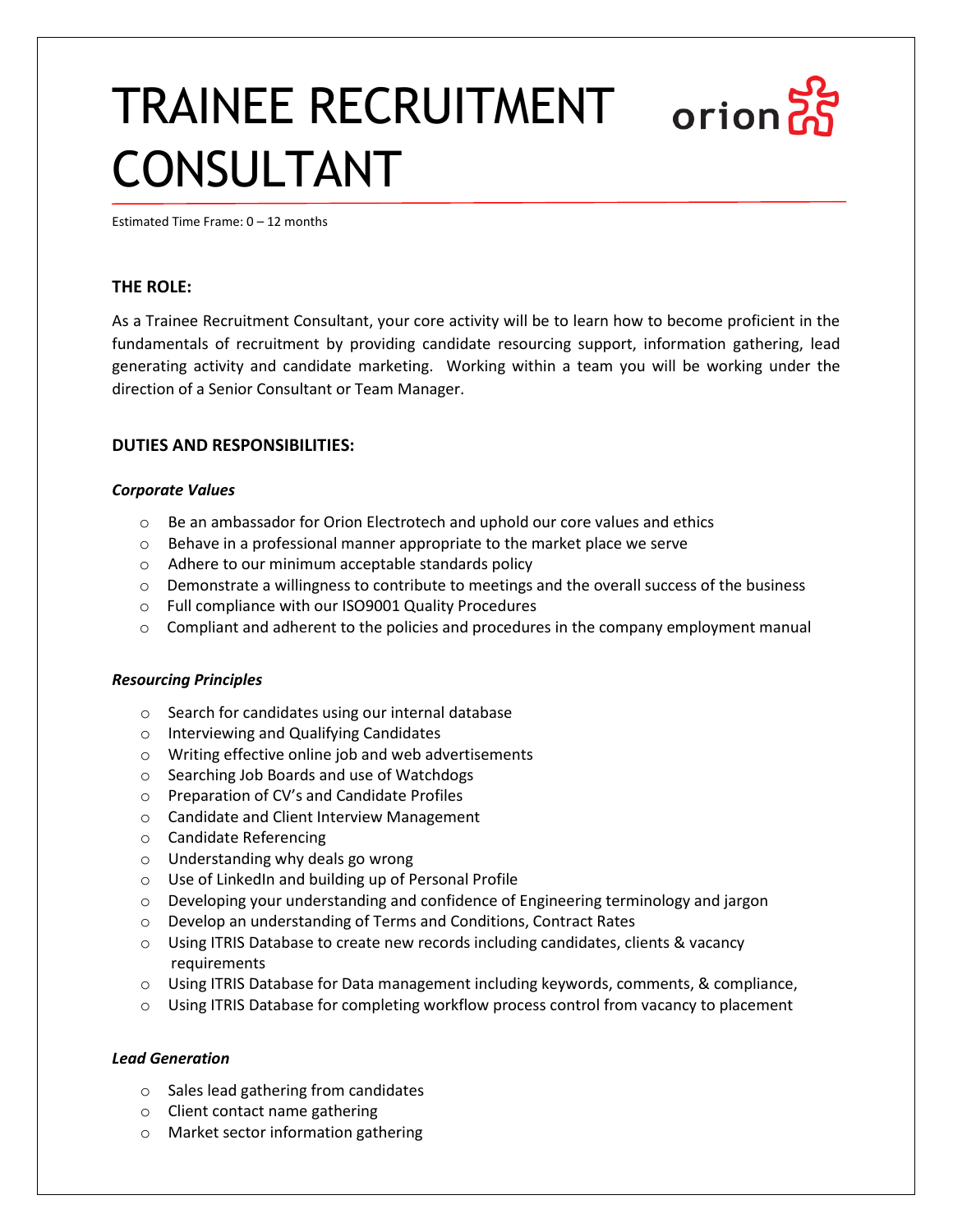# TRAINEE RECRUITMENT CONSULTANT

orion

Estimated Time Frame: 0 – 12 months

## THE ROLE:

As a Trainee Recruitment Consultant, your core activity will be to learn how to become proficient in the fundamentals of recruitment by providing candidate resourcing support, information gathering, lead generating activity and candidate marketing. Working within a team you will be working under the direction of a Senior Consultant or Team Manager.

## DUTIES AND RESPONSIBILITIES:

### *Corporate Values*

- Be an ambassador for Orion Electrotech and uphold our core values and ethics
- Behave in a professional manner appropriate to the market place we serve
- Adhere to our minimum acceptable standards policy
- Demonstrate a willingness to contribute to meetings and the overall success of the business
- Full compliance with our ISO9001 Quality Procedures
- Compliant and adherent to the policies and procedures in the company employment manual

### *Resourcing Principles*

- Search for candidates using our internal database
- Interviewing and Qualifying Candidates
- Writing effective online job and web advertisements
- Searching Job Boards and use of Watchdogs
- Preparation of CV's and Candidate Profiles
- Candidate and Client Interview Management
- Candidate Referencing
- Understanding why deals go wrong
- Use of LinkedIn and building up of Personal Profile
- Developing your understanding and confidence of Engineering terminology and jargon
- Develop an understanding of Terms and Conditions, Contract Rates
- Using ITRIS Database to create new records including candidates, clients & vacancy requirements
- Using ITRIS Database for Data management including keywords, comments, & compliance,
- Using ITRIS Database for completing workflow process control from vacancy to placement

### *Lead Generation*

- Sales lead gathering from candidates
- Client contact name gathering
- Market sector information gathering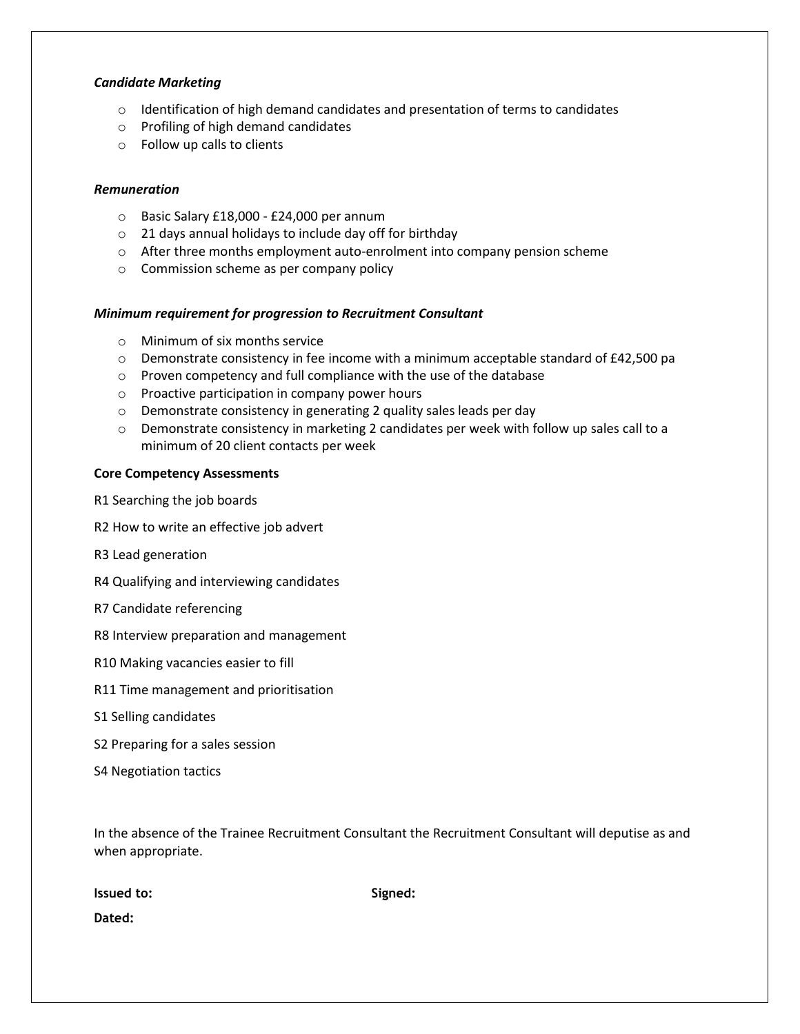***Candidate Marketing***

- Identification of high demand candidates and presentation of terms to candidates
- Profiling of high demand candidates
- Follow up calls to clients

***Remuneration***

- Basic Salary £18,000 - £24,000 per annum
- 21 days annual holidays to include day off for birthday
- After three months employment auto-enrolment into company pension scheme
- Commission scheme as per company policy

***Minimum requirement for progression to Recruitment Consultant***

- Minimum of six months service
- Demonstrate consistency in fee income with a minimum acceptable standard of £42,500 pa
- Proven competency and full compliance with the use of the database
- Proactive participation in company power hours
- Demonstrate consistency in generating 2 quality sales leads per day
- Demonstrate consistency in marketing 2 candidates per week with follow up sales call to a minimum of 20 client contacts per week

**Core Competency Assessments**

R1 Searching the job boards

R2 How to write an effective job advert

R3 Lead generation

R4 Qualifying and interviewing candidates

R7 Candidate referencing

R8 Interview preparation and management

R10 Making vacancies easier to fill

R11 Time management and prioritisation

S1 Selling candidates

S2 Preparing for a sales session

S4 Negotiation tactics

In the absence of the Trainee Recruitment Consultant the Recruitment Consultant will deputise as and when appropriate.

**Issued to:** **Signed:**

**Dated:**